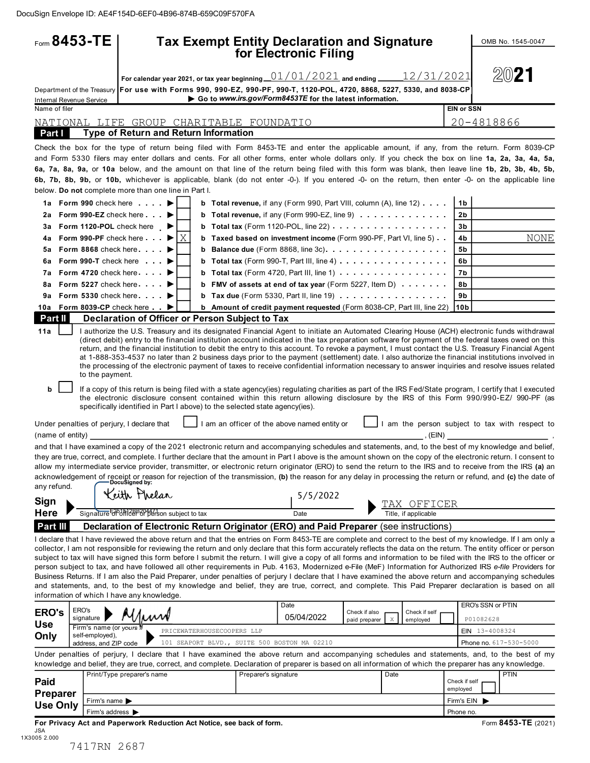DocuSign Envelope ID: AE4F154D-6EF0-4B96-874B-659C09F570FA

# Form 8453-TE

## Tax Exempt Entity Declaration and Signature for Electronic Filing

OMB No. 1545-0047

**2021**

For calendar year 2021, or tax year beginning 01/01/2021 and ending 12/31/2021

Department of the Treasury
Internal Revenue Service

**For use with Forms 990, 990-EZ, 990-PF, 990-T, 1120-POL, 4720, 8868, 5227, 5330, and 8038-CP**

▶ Go to *www.irs.gov/Form8453TE* for the latest information.

Name of filer: NATIONAL LIFE GROUP CHARITABLE FOUNDATIO

EIN or SSN: 20-4818866

### Part I — Type of Return and Return Information

Check the box for the type of return being filed with Form 8453-TE and enter the applicable amount, if any, from the return. Form 8039-CP and Form 5330 filers may enter dollars and cents. For all other forms, enter whole dollars only. If you check the box on line **1a, 2a, 3a, 4a, 5a, 6a, 7a, 8a, 9a,** or **10a** below, and the amount on that line of the return being filed with this form was blank, then leave line **1b, 2b, 3b, 4b, 5b, 6b, 7b, 8b, 9b,** or **10b,** whichever is applicable, blank (do not enter -0-). If you entered -0- on the return, then enter -0- on the applicable line below. **Do not** complete more than one line in Part I.

| Line | Form | Check | Line | Description | Line | Amount |
|---|---|---|---|---|---|---|
| 1a | **Form 990** check here ▶ | | b | **Total revenue,** if any (Form 990, Part VIII, column (A), line 12) | 1b | |
| 2a | **Form 990-EZ** check here ▶ | | b | **Total revenue,** if any (Form 990-EZ, line 9) | 2b | |
| 3a | **Form 1120-POL** check here ▶ | | b | **Total tax** (Form 1120-POL, line 22) | 3b | |
| 4a | **Form 990-PF** check here ▶ | X | b | **Taxed based on investment income** (Form 990-PF, Part VI, line 5) | 4b | NONE |
| 5a | **Form 8868** check here ▶ | | b | **Balance due** (Form 8868, line 3c) | 5b | |
| 6a | **Form 990-T** check here ▶ | | b | **Total tax** (Form 990-T, Part III, line 4) | 6b | |
| 7a | **Form 4720** check here ▶ | | b | **Total tax** (Form 4720, Part III, line 1) | 7b | |
| 8a | **Form 5227** check here ▶ | | b | **FMV of assets at end of tax year** (Form 5227, Item D) | 8b | |
| 9a | **Form 5330** check here ▶ | | b | **Tax due** (Form 5330, Part II, line 19) | 9b | |
| 10a | **Form 8039-CP** check here ▶ | | b | **Amount of credit payment requested** (Form 8038-CP, Part III, line 22) | 10b | |

### Part II — Declaration of Officer or Person Subject to Tax

**11a** ☐ I authorize the U.S. Treasury and its designated Financial Agent to initiate an Automated Clearing House (ACH) electronic funds withdrawal (direct debit) entry to the financial institution account indicated in the tax preparation software for payment of the federal taxes owed on this return, and the financial institution to debit the entry to this account. To revoke a payment, I must contact the U.S. Treasury Financial Agent at 1-888-353-4537 no later than 2 business days prior to the payment (settlement) date. I also authorize the financial institutions involved in the processing of the electronic payment of taxes to receive confidential information necessary to answer inquiries and resolve issues related to the payment.

**b** ☐ If a copy of this return is being filed with a state agency(ies) regulating charities as part of the IRS Fed/State program, I certify that I executed the electronic disclosure consent contained within this return allowing disclosure by the IRS of this Form 990/990-EZ/ 990-PF (as specifically identified in Part I above) to the selected state agency(ies).

Under penalties of perjury, I declare that ☐ I am an officer of the above named entity or ☐ I am the person subject to tax with respect to (name of entity) ____________, (EIN) ____________, and that I have examined a copy of the 2021 electronic return and accompanying schedules and statements, and, to the best of my knowledge and belief, they are true, correct, and complete. I further declare that the amount in Part I above is the amount shown on the copy of the electronic return. I consent to allow my intermediate service provider, transmitter, or electronic return originator (ERO) to send the return to the IRS and to receive from the IRS **(a)** an acknowledgement of receipt or reason for rejection of the transmission, **(b)** the reason for any delay in processing the return or refund, and **(c)** the date of any refund.

**Sign Here**

Signature of officer or person subject to tax: DocuSigned by: Keith Phelan (E251612BB204471)

Date: 5/5/2022

Title, if applicable: TAX OFFICER

### Part III — Declaration of Electronic Return Originator (ERO) and Paid Preparer (see instructions)

I declare that I have reviewed the above return and that the entries on Form 8453-TE are complete and correct to the best of my knowledge. If I am only a collector, I am not responsible for reviewing the return and only declare that this form accurately reflects the data on the return. The entity officer or person subject to tax will have signed this form before I submit the return. I will give a copy of all forms and information to be filed with the IRS to the officer or person subject to tax, and have followed all other requirements in Pub. 4163, Modernized e-File (MeF) Information for Authorized IRS *e-file* Providers for Business Returns. If I am also the Paid Preparer, under penalties of perjury I declare that I have examined the above return and accompanying schedules and statements, and, to the best of my knowledge and belief, they are true, correct, and complete. This Paid Preparer declaration is based on all information of which I have any knowledge.

**ERO's Use Only**

| ERO's signature | Date | Check if also paid preparer | Check if self employed | ERO's SSN or PTIN |
|---|---|---|---|---|
| [signature] | 05/04/2022 | X | | P01082628 |

Firm's name (or yours if self-employed), address, and ZIP code: PRICEWATERHOUSECOOPERS LLP, 101 SEAPORT BLVD., SUITE 500 BOSTON MA 02210

EIN 13-4008324

Phone no. 617-530-5000

Under penalties of perjury, I declare that I have examined the above return and accompanying schedules and statements, and, to the best of my knowledge and belief, they are true, correct, and complete. Declaration of preparer is based on all information of which the preparer has any knowledge.

**Paid Preparer Use Only**

| Print/Type preparer's name | Preparer's signature | Date | Check if self employed | PTIN |
|---|---|---|---|---|
| | | | ☐ | |

Firm's name ▶ | Firm's EIN ▶

Firm's address ▶ | Phone no.

**For Privacy Act and Paperwork Reduction Act Notice, see back of form.** Form **8453-TE** (2021)

JSA
1X3005 2.000

7417RN 2687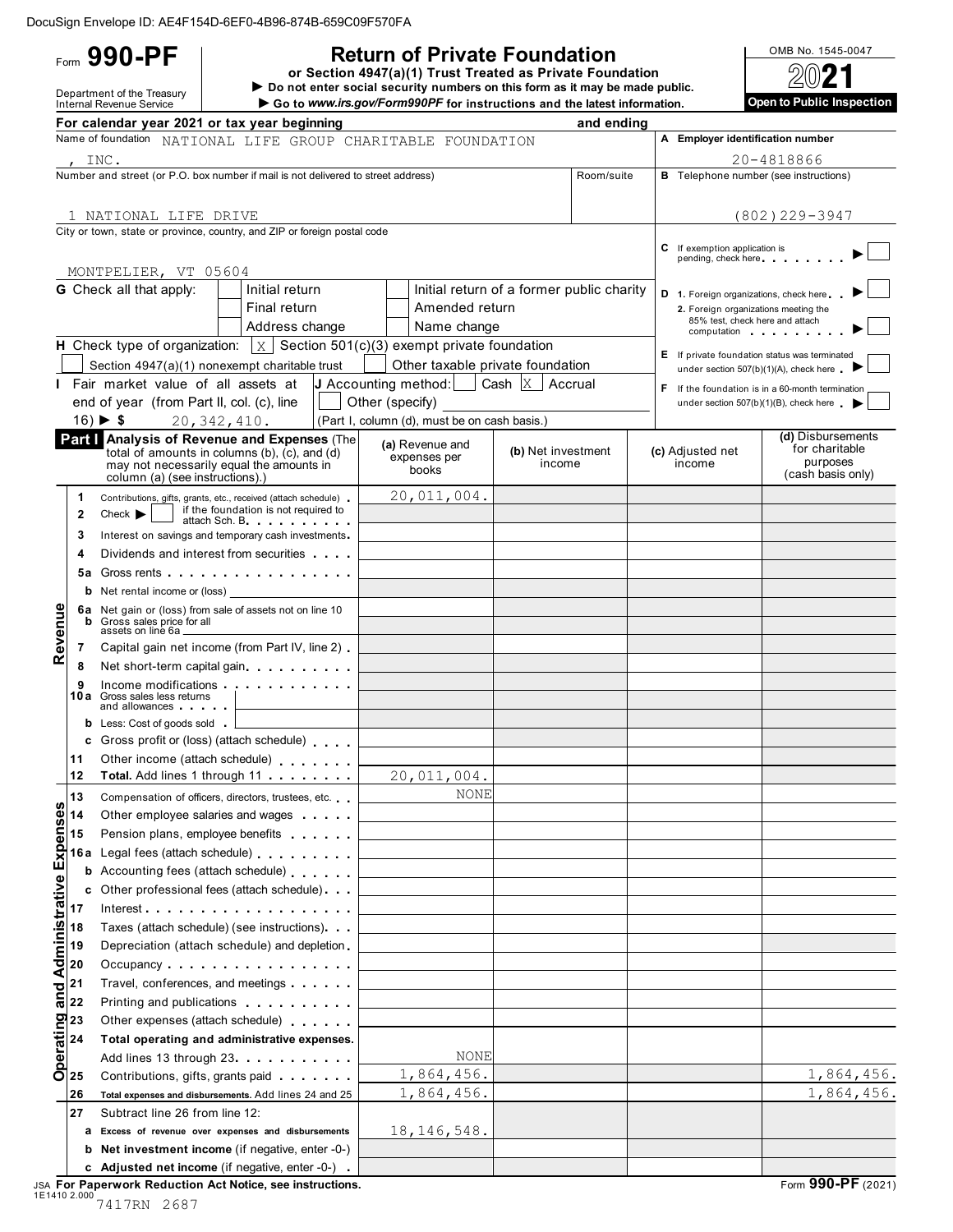DocuSign Envelope ID: AE4F154D-6EF0-4B96-874B-659C09F570FA

Form **990-PF**

Department of the Treasury
Internal Revenue Service

# Return of Private Foundation

**or Section 4947(a)(1) Trust Treated as Private Foundation**

▶ **Do not enter social security numbers on this form as it may be made public.**

▶ **Go to *www.irs.gov/Form990PF* for instructions and the latest information.**

OMB No. 1545-0047

**2021**

**Open to Public Inspection**

**For calendar year 2021 or tax year beginning** ______ **and ending** ______

Name of foundation: NATIONAL LIFE GROUP CHARITABLE FOUNDATION, INC.

**A Employer identification number:** 20-4818866

Number and street (or P.O. box number if mail is not delivered to street address): 1 NATIONAL LIFE DRIVE — Room/suite:

**B** Telephone number (see instructions): (802)229-3947

City or town, state or province, country, and ZIP or foreign postal code: MONTPELIER, VT 05604

**C** If exemption application is pending, check here ▶ ☐

**G** Check all that apply: ☐ Initial return ☐ Initial return of a former public charity ☐ Final return ☐ Amended return ☐ Address change ☐ Name change

**D** 1. Foreign organizations, check here ▶ ☐
2. Foreign organizations meeting the 85% test, check here and attach computation ▶ ☐

**H** Check type of organization: ☒ Section 501(c)(3) exempt private foundation ☐ Section 4947(a)(1) nonexempt charitable trust ☐ Other taxable private foundation

**E** If private foundation status was terminated under section 507(b)(1)(A), check here ▶ ☐

**I** Fair market value of all assets at end of year (from Part II, col. (c), line 16) ▶ $ 20,342,410.

**J** Accounting method: ☐ Cash ☒ Accrual ☐ Other (specify) ______ (Part I, column (d), must be on cash basis.)

**F** If the foundation is in a 60-month termination under section 507(b)(1)(B), check here ▶ ☐

**Part I Analysis of Revenue and Expenses** (The total of amounts in columns (b), (c), and (d) may not necessarily equal the amounts in column (a) (see instructions).)

| | | (a) Revenue and expenses per books | (b) Net investment income | (c) Adjusted net income | (d) Disbursements for charitable purposes (cash basis only) |
|---|---|---|---|---|---|
| **Revenue** | 1 Contributions, gifts, grants, etc., received (attach schedule) | 20,011,004. | | | |
| | 2 Check ▶ ☐ if the foundation is not required to attach Sch. B | | | | |
| | 3 Interest on savings and temporary cash investments | | | | |
| | 4 Dividends and interest from securities | | | | |
| | 5a Gross rents | | | | |
| | b Net rental income or (loss) | | | | |
| | 6a Net gain or (loss) from sale of assets not on line 10 | | | | |
| | b Gross sales price for all assets on line 6a | | | | |
| | 7 Capital gain net income (from Part IV, line 2) | | | | |
| | 8 Net short-term capital gain | | | | |
| | 9 Income modifications | | | | |
| | 10a Gross sales less returns and allowances | | | | |
| | b Less: Cost of goods sold | | | | |
| | c Gross profit or (loss) (attach schedule) | | | | |
| | 11 Other income (attach schedule) | | | | |
| | 12 **Total.** Add lines 1 through 11 | 20,011,004. | | | |
| **Operating and Administrative Expenses** | 13 Compensation of officers, directors, trustees, etc. | NONE | | | |
| | 14 Other employee salaries and wages | | | | |
| | 15 Pension plans, employee benefits | | | | |
| | 16a Legal fees (attach schedule) | | | | |
| | b Accounting fees (attach schedule) | | | | |
| | c Other professional fees (attach schedule) | | | | |
| | 17 Interest | | | | |
| | 18 Taxes (attach schedule) (see instructions) | | | | |
| | 19 Depreciation (attach schedule) and depletion | | | | |
| | 20 Occupancy | | | | |
| | 21 Travel, conferences, and meetings | | | | |
| | 22 Printing and publications | | | | |
| | 23 Other expenses (attach schedule) | | | | |
| | 24 **Total operating and administrative expenses.** Add lines 13 through 23 | NONE | | | |
| | 25 Contributions, gifts, grants paid | 1,864,456. | | | 1,864,456. |
| | 26 **Total expenses and disbursements.** Add lines 24 and 25 | 1,864,456. | | | 1,864,456. |
| | 27 Subtract line 26 from line 12: | | | | |
| | a **Excess of revenue over expenses and disbursements** | 18,146,548. | | | |
| | b **Net investment income** (if negative, enter -0-) | | | | |
| | c **Adjusted net income** (if negative, enter -0-) | | | | |

JSA **For Paperwork Reduction Act Notice, see instructions.**
1E1410 2.000
7417RN 2687

Form **990-PF** (2021)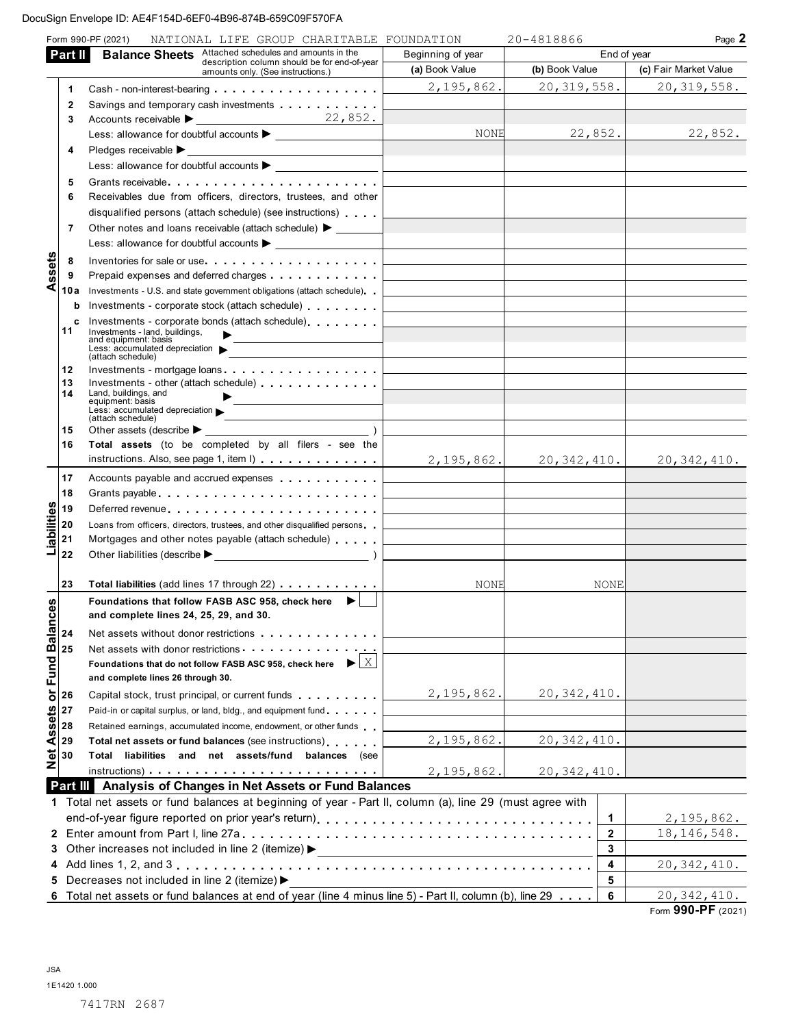DocuSign Envelope ID: AE4F154D-6EF0-4B96-874B-659C09F570FA

Form 990-PF (2021) NATIONAL LIFE GROUP CHARITABLE FOUNDATION 20-4818866

## Part II Balance Sheets

| | | Attached schedules and amounts in the description column should be for end-of-year amounts only. (See instructions.) | Beginning of year (a) Book Value | End of year (b) Book Value | End of year (c) Fair Market Value |
|---|---|---|---|---|---|
| Assets | 1 | Cash - non-interest-bearing | 2,195,862. | 20,319,558. | 20,319,558. |
| | 2 | Savings and temporary cash investments | | | |
| | 3 | Accounts receivable ▶ 22,852. | | | |
| | | Less: allowance for doubtful accounts ▶ | NONE | 22,852. | 22,852. |
| | 4 | Pledges receivable ▶ | | | |
| | | Less: allowance for doubtful accounts ▶ | | | |
| | 5 | Grants receivable | | | |
| | 6 | Receivables due from officers, directors, trustees, and other disqualified persons (attach schedule) (see instructions) | | | |
| | 7 | Other notes and loans receivable (attach schedule) ▶ | | | |
| | | Less: allowance for doubtful accounts ▶ | | | |
| | 8 | Inventories for sale or use | | | |
| | 9 | Prepaid expenses and deferred charges | | | |
| | 10a | Investments - U.S. and state government obligations (attach schedule) | | | |
| | b | Investments - corporate stock (attach schedule) | | | |
| | c | Investments - corporate bonds (attach schedule) | | | |
| | 11 | Investments - land, buildings, and equipment: basis ▶ | | | |
| | | Less: accumulated depreciation (attach schedule) ▶ | | | |
| | 12 | Investments - mortgage loans | | | |
| | 13 | Investments - other (attach schedule) | | | |
| | 14 | Land, buildings, and equipment: basis ▶ | | | |
| | | Less: accumulated depreciation (attach schedule) ▶ | | | |
| | 15 | Other assets (describe ▶ ) | | | |
| | 16 | **Total assets** (to be completed by all filers - see the instructions. Also, see page 1, item I) | 2,195,862. | 20,342,410. | 20,342,410. |
| Liabilities | 17 | Accounts payable and accrued expenses | | | |
| | 18 | Grants payable | | | |
| | 19 | Deferred revenue | | | |
| | 20 | Loans from officers, directors, trustees, and other disqualified persons | | | |
| | 21 | Mortgages and other notes payable (attach schedule) | | | |
| | 22 | Other liabilities (describe ▶ ) | | | |
| | 23 | **Total liabilities** (add lines 17 through 22) | NONE | NONE | |
| Net Assets or Fund Balances | | **Foundations that follow FASB ASC 958, check here ▶ ☐ and complete lines 24, 25, 29, and 30.** | | | |
| | 24 | Net assets without donor restrictions | | | |
| | 25 | Net assets with donor restrictions | | | |
| | | **Foundations that do not follow FASB ASC 958, check here ▶ ☒ and complete lines 26 through 30.** | | | |
| | 26 | Capital stock, trust principal, or current funds | 2,195,862. | 20,342,410. | |
| | 27 | Paid-in or capital surplus, or land, bldg., and equipment fund | | | |
| | 28 | Retained earnings, accumulated income, endowment, or other funds | | | |
| | 29 | **Total net assets or fund balances** (see instructions) | 2,195,862. | 20,342,410. | |
| | 30 | **Total liabilities and net assets/fund balances** (see instructions) | 2,195,862. | 20,342,410. | |

## Part III Analysis of Changes in Net Assets or Fund Balances

| | | | |
|---|---|---|---|
| 1 | Total net assets or fund balances at beginning of year - Part II, column (a), line 29 (must agree with end-of-year figure reported on prior year's return) | 1 | 2,195,862. |
| 2 | Enter amount from Part I, line 27a | 2 | 18,146,548. |
| 3 | Other increases not included in line 2 (itemize) ▶ | 3 | |
| 4 | Add lines 1, 2, and 3 | 4 | 20,342,410. |
| 5 | Decreases not included in line 2 (itemize) ▶ | 5 | |
| 6 | Total net assets or fund balances at end of year (line 4 minus line 5) - Part II, column (b), line 29 | 6 | 20,342,410. |

Form **990-PF** (2021)

JSA
1E1420 1.000

7417RN 2687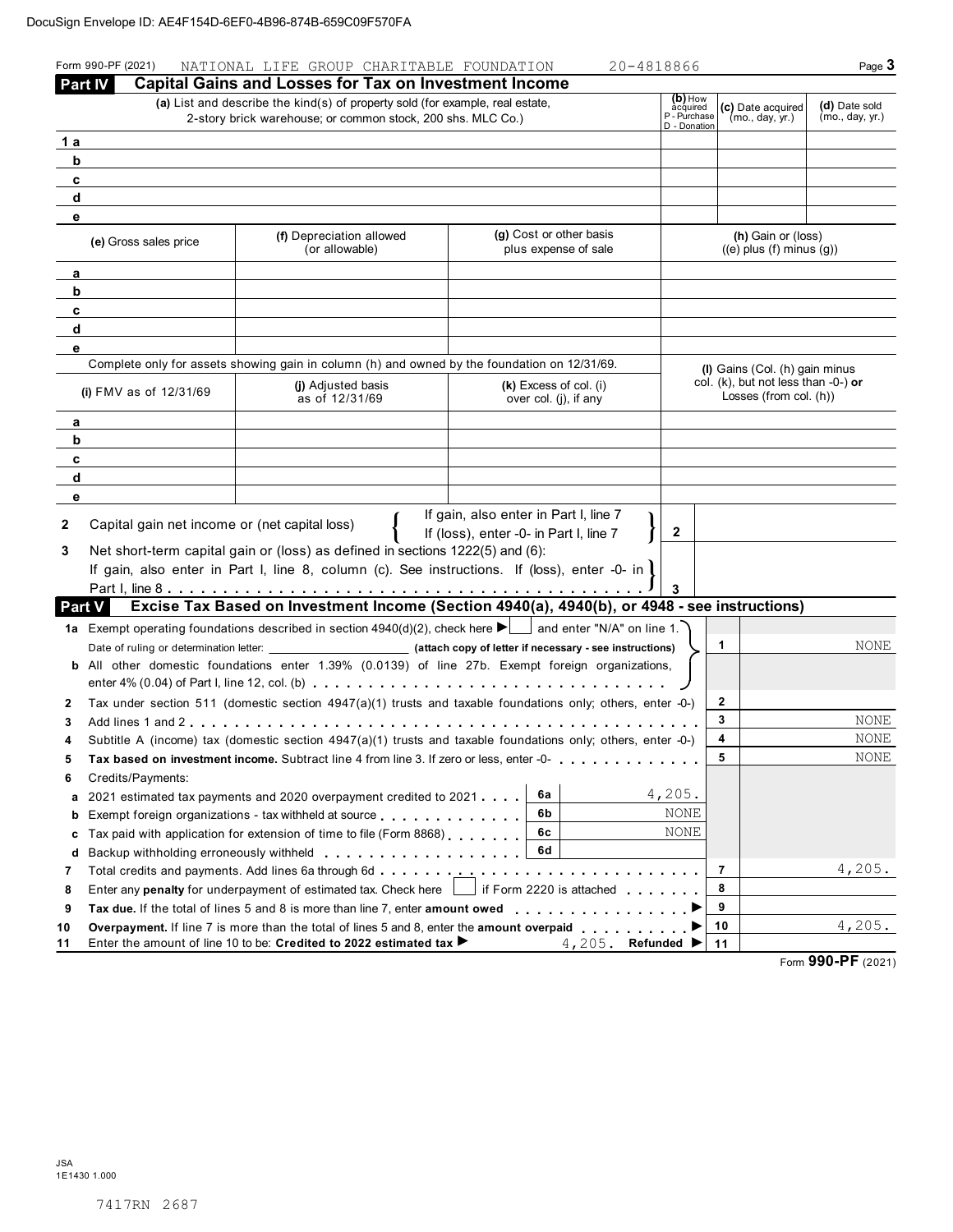DocuSign Envelope ID: AE4F154D-6EF0-4B96-874B-659C09F570FA

Form 990-PF (2021) NATIONAL LIFE GROUP CHARITABLE FOUNDATION 20-4818866

## Part IV Capital Gains and Losses for Tax on Investment Income

| | (a) List and describe the kind(s) of property sold (for example, real estate, 2-story brick warehouse; or common stock, 200 shs. MLC Co.) | (b) How acquired P - Purchase D - Donation | (c) Date acquired (mo., day, yr.) | (d) Date sold (mo., day, yr.) |
|---|---|---|---|---|
| 1 a | | | | |
| b | | | | |
| c | | | | |
| d | | | | |
| e | | | | |

| | (e) Gross sales price | (f) Depreciation allowed (or allowable) | (g) Cost or other basis plus expense of sale | (h) Gain or (loss) ((e) plus (f) minus (g)) |
|---|---|---|---|---|
| a | | | | |
| b | | | | |
| c | | | | |
| d | | | | |
| e | | | | |

Complete only for assets showing gain in column (h) and owned by the foundation on 12/31/69.

| | (i) FMV as of 12/31/69 | (j) Adjusted basis as of 12/31/69 | (k) Excess of col. (i) over col. (j), if any | (l) Gains (Col. (h) gain minus col. (k), but not less than -0-) or Losses (from col. (h)) |
|---|---|---|---|---|
| a | | | | |
| b | | | | |
| c | | | | |
| d | | | | |
| e | | | | |

2 Capital gain net income or (net capital loss) { If gain, also enter in Part I, line 7; If (loss), enter -0- in Part I, line 7 } **2**

3 Net short-term capital gain or (loss) as defined in sections 1222(5) and (6): If gain, also enter in Part I, line 8, column (c). See instructions. If (loss), enter -0- in Part I, line 8 **3**

## Part V Excise Tax Based on Investment Income (Section 4940(a), 4940(b), or 4948 - see instructions)

| | | | | |
|---|---|---|---|---|
| 1a | Exempt operating foundations described in section 4940(d)(2), check here ▶ ☐ and enter "N/A" on line 1. Date of ruling or determination letter: ________ (attach copy of letter if necessary - see instructions) | | 1 | NONE |
| b | All other domestic foundations enter 1.39% (0.0139) of line 27b. Exempt foreign organizations, enter 4% (0.04) of Part I, line 12, col. (b) | | | |
| 2 | Tax under section 511 (domestic section 4947(a)(1) trusts and taxable foundations only; others, enter -0-) | | 2 | |
| 3 | Add lines 1 and 2 | | 3 | NONE |
| 4 | Subtitle A (income) tax (domestic section 4947(a)(1) trusts and taxable foundations only; others, enter -0-) | | 4 | NONE |
| 5 | **Tax based on investment income.** Subtract line 4 from line 3. If zero or less, enter -0- | | 5 | NONE |
| 6 | Credits/Payments: | | | |
| a | 2021 estimated tax payments and 2020 overpayment credited to 2021 | 6a 4,205. | | |
| b | Exempt foreign organizations - tax withheld at source | 6b NONE | | |
| c | Tax paid with application for extension of time to file (Form 8868) | 6c NONE | | |
| d | Backup withholding erroneously withheld | 6d | | |
| 7 | Total credits and payments. Add lines 6a through 6d | | 7 | 4,205. |
| 8 | Enter any **penalty** for underpayment of estimated tax. Check here ☐ if Form 2220 is attached | | 8 | |
| 9 | **Tax due.** If the total of lines 5 and 8 is more than line 7, enter **amount owed** ▶ | | 9 | |
| 10 | **Overpayment.** If line 7 is more than the total of lines 5 and 8, enter the **amount overpaid** ▶ | | 10 | 4,205. |
| 11 | Enter the amount of line 10 to be: **Credited to 2022 estimated tax** ▶ 4,205. **Refunded** ▶ | | 11 | |

Form **990-PF** (2021)

JSA
1E1430 1.000

7417RN 2687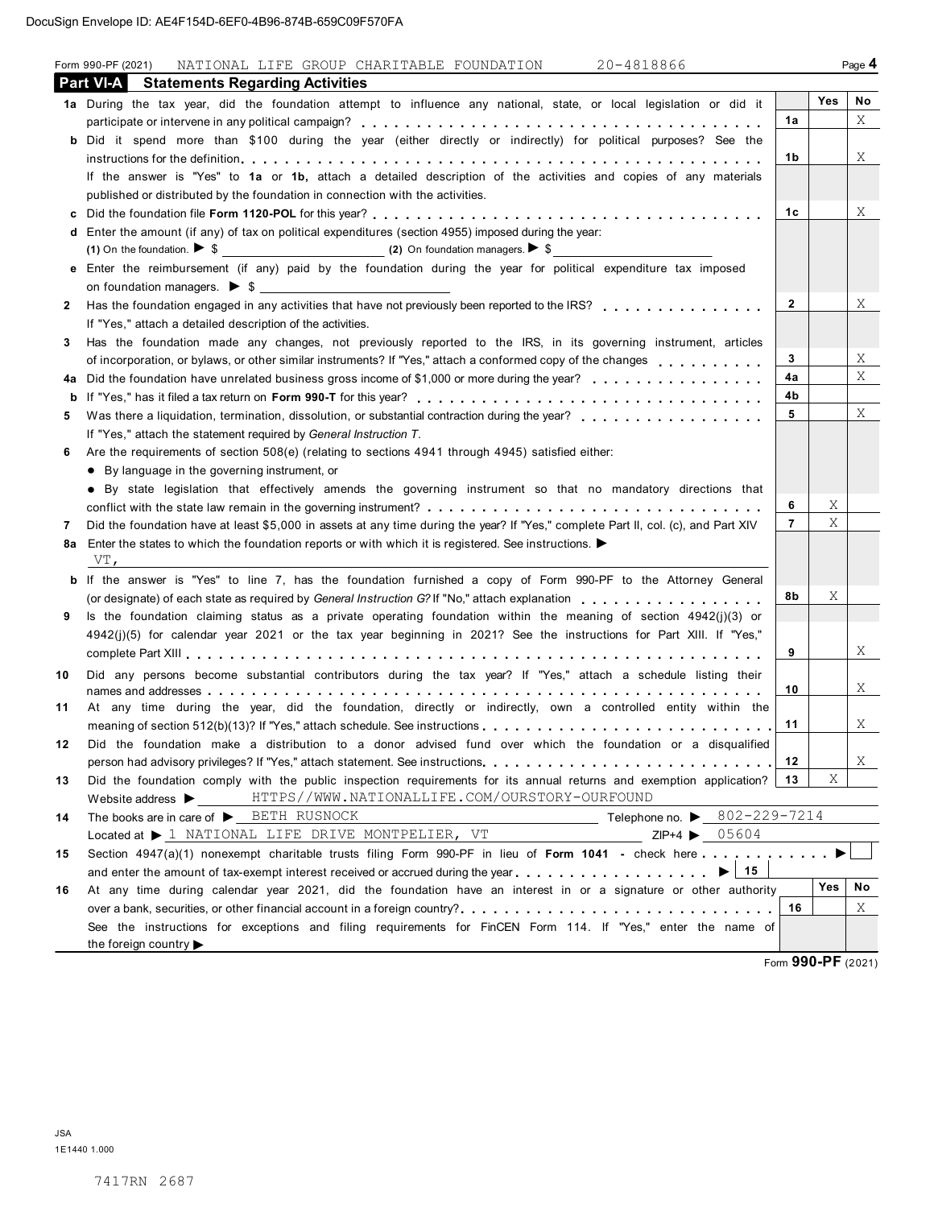DocuSign Envelope ID: AE4F154D-6EF0-4B96-874B-659C09F570FA

Form 990-PF (2021) NATIONAL LIFE GROUP CHARITABLE FOUNDATION 20-4818866 Page 4

## Part VI-A Statements Regarding Activities

| | | | Yes | No |
|---|---|---|---|---|
| 1a | During the tax year, did the foundation attempt to influence any national, state, or local legislation or did it participate or intervene in any political campaign? | 1a | | X |
| b | Did it spend more than $100 during the year (either directly or indirectly) for political purposes? See the instructions for the definition | 1b | | X |
| | If the answer is "Yes" to **1a** or **1b**, attach a detailed description of the activities and copies of any materials published or distributed by the foundation in connection with the activities. | | | |
| c | Did the foundation file **Form 1120-POL** for this year? | 1c | | X |
| d | Enter the amount (if any) of tax on political expenditures (section 4955) imposed during the year: **(1)** On the foundation. ▶ $ **(2)** On foundation managers. ▶ $ | | | |
| e | Enter the reimbursement (if any) paid by the foundation during the year for political expenditure tax imposed on foundation managers. ▶ $ | | | |
| 2 | Has the foundation engaged in any activities that have not previously been reported to the IRS? If "Yes," attach a detailed description of the activities. | 2 | | X |
| 3 | Has the foundation made any changes, not previously reported to the IRS, in its governing instrument, articles of incorporation, or bylaws, or other similar instruments? If "Yes," attach a conformed copy of the changes | 3 | | X |
| 4a | Did the foundation have unrelated business gross income of $1,000 or more during the year? | 4a | | X |
| b | If "Yes," has it filed a tax return on **Form 990-T** for this year? | 4b | | |
| 5 | Was there a liquidation, termination, dissolution, or substantial contraction during the year? If "Yes," attach the statement required by *General Instruction T*. | 5 | | X |
| 6 | Are the requirements of section 508(e) (relating to sections 4941 through 4945) satisfied either: • By language in the governing instrument, or • By state legislation that effectively amends the governing instrument so that no mandatory directions that conflict with the state law remain in the governing instrument? | 6 | X | |
| 7 | Did the foundation have at least $5,000 in assets at any time during the year? If "Yes," complete Part II, col. (c), and Part XIV | 7 | X | |
| 8a | Enter the states to which the foundation reports or with which it is registered. See instructions. ▶ VT, | | | |
| b | If the answer is "Yes" to line 7, has the foundation furnished a copy of Form 990-PF to the Attorney General (or designate) of each state as required by *General Instruction G*? If "No," attach explanation | 8b | X | |
| 9 | Is the foundation claiming status as a private operating foundation within the meaning of section 4942(j)(3) or 4942(j)(5) for calendar year 2021 or the tax year beginning in 2021? See the instructions for Part XIII. If "Yes," complete Part XIII | 9 | | X |
| 10 | Did any persons become substantial contributors during the tax year? If "Yes," attach a schedule listing their names and addresses | 10 | | X |
| 11 | At any time during the year, did the foundation, directly or indirectly, own a controlled entity within the meaning of section 512(b)(13)? If "Yes," attach schedule. See instructions | 11 | | X |
| 12 | Did the foundation make a distribution to a donor advised fund over which the foundation or a disqualified person had advisory privileges? If "Yes," attach statement. See instructions | 12 | | X |
| 13 | Did the foundation comply with the public inspection requirements for its annual returns and exemption application? | 13 | X | |

Website address ▶ HTTPS//WWW.NATIONALLIFE.COM/OURSTORY-OURFOUND

14 The books are in care of ▶ BETH RUSNOCK Telephone no. ▶ 802-229-7214

Located at ▶ 1 NATIONAL LIFE DRIVE MONTPELIER, VT ZIP+4 ▶ 05604

15 Section 4947(a)(1) nonexempt charitable trusts filing Form 990-PF in lieu of **Form 1041** - check here ▶ ☐ and enter the amount of tax-exempt interest received or accrued during the year ▶ 15

| | | | Yes | No |
|---|---|---|---|---|
| 16 | At any time during calendar year 2021, did the foundation have an interest in or a signature or other authority over a bank, securities, or other financial account in a foreign country? See the instructions for exceptions and filing requirements for FinCEN Form 114. If "Yes," enter the name of the foreign country ▶ | 16 | | X |

Form **990-PF** (2021)

JSA
1E1440 1.000

7417RN 2687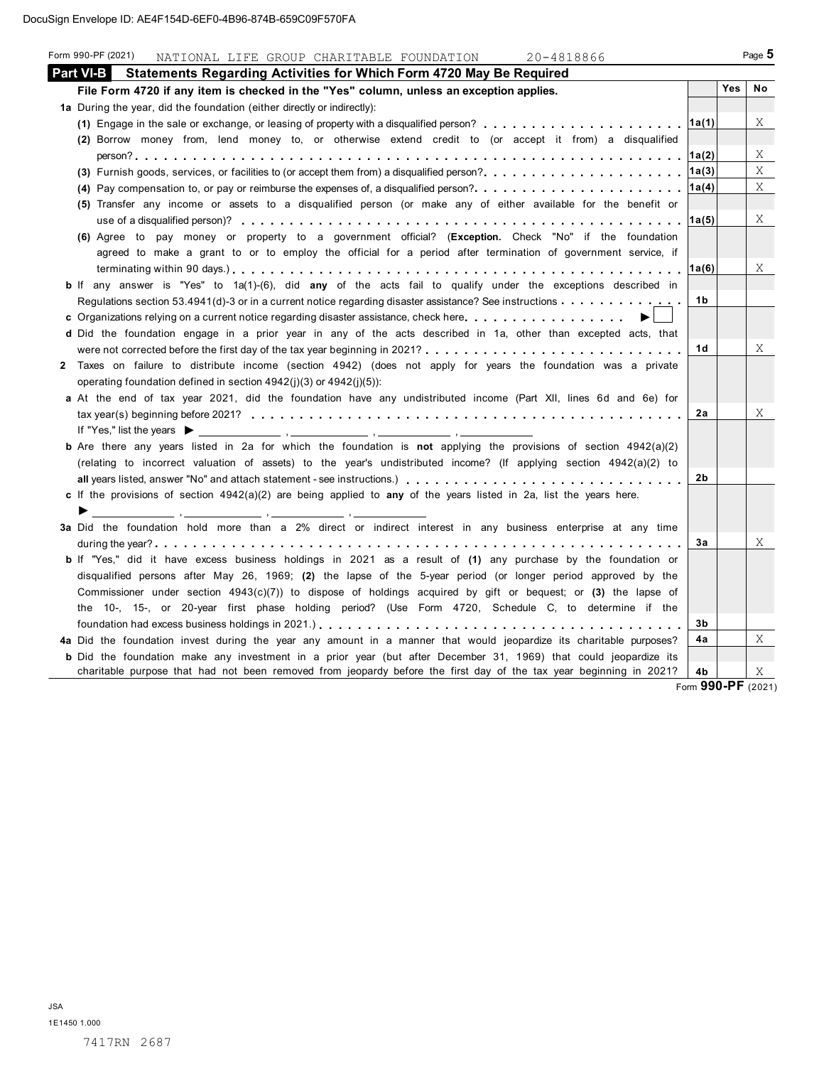DocuSign Envelope ID: AE4F154D-6EF0-4B96-874B-659C09F570FA

Form 990-PF (2021) NATIONAL LIFE GROUP CHARITABLE FOUNDATION 20-4818866

## Part VI-B Statements Regarding Activities for Which Form 4720 May Be Required

| **File Form 4720 if any item is checked in the "Yes" column, unless an exception applies.** | | Yes | No |
|---|---|---|---|
| **1a** During the year, did the foundation (either directly or indirectly): | | | |
| **(1)** Engage in the sale or exchange, or leasing of property with a disqualified person? | 1a(1) | | X |
| **(2)** Borrow money from, lend money to, or otherwise extend credit to (or accept it from) a disqualified person? | 1a(2) | | X |
| **(3)** Furnish goods, services, or facilities to (or accept them from) a disqualified person? | 1a(3) | | X |
| **(4)** Pay compensation to, or pay or reimburse the expenses of, a disqualified person? | 1a(4) | | X |
| **(5)** Transfer any income or assets to a disqualified person (or make any of either available for the benefit or use of a disqualified person)? | 1a(5) | | X |
| **(6)** Agree to pay money or property to a government official? (**Exception.** Check "No" if the foundation agreed to make a grant to or to employ the official for a period after termination of government service, if terminating within 90 days.) | 1a(6) | | X |
| **b** If any answer is "Yes" to 1a(1)-(6), did **any** of the acts fail to qualify under the exceptions described in Regulations section 53.4941(d)-3 or in a current notice regarding disaster assistance? See instructions | 1b | | |
| **c** Organizations relying on a current notice regarding disaster assistance, check here ▶ ☐ | | | |
| **d** Did the foundation engage in a prior year in any of the acts described in 1a, other than excepted acts, that were not corrected before the first day of the tax year beginning in 2021? | 1d | | X |
| **2** Taxes on failure to distribute income (section 4942) (does not apply for years the foundation was a private operating foundation defined in section 4942(j)(3) or 4942(j)(5)): | | | |
| **a** At the end of tax year 2021, did the foundation have any undistributed income (Part XII, lines 6d and 6e) for tax year(s) beginning before 2021? If "Yes," list the years ▶ ______, ______, ______, ______ | 2a | | X |
| **b** Are there any years listed in 2a for which the foundation is **not** applying the provisions of section 4942(a)(2) (relating to incorrect valuation of assets) to the year's undistributed income? (If applying section 4942(a)(2) to **all** years listed, answer "No" and attach statement - see instructions.) | 2b | | |
| **c** If the provisions of section 4942(a)(2) are being applied to **any** of the years listed in 2a, list the years here. ▶ ______, ______, ______, ______ | | | |
| **3a** Did the foundation hold more than a 2% direct or indirect interest in any business enterprise at any time during the year? | 3a | | X |
| **b** If "Yes," did it have excess business holdings in 2021 as a result of **(1)** any purchase by the foundation or disqualified persons after May 26, 1969; **(2)** the lapse of the 5-year period (or longer period approved by the Commissioner under section 4943(c)(7)) to dispose of holdings acquired by gift or bequest; or **(3)** the lapse of the 10-, 15-, or 20-year first phase holding period? (Use Form 4720, Schedule C, to determine if the foundation had excess business holdings in 2021.) | 3b | | |
| **4a** Did the foundation invest during the year any amount in a manner that would jeopardize its charitable purposes? | 4a | | X |
| **b** Did the foundation make any investment in a prior year (but after December 31, 1969) that could jeopardize its charitable purpose that had not been removed from jeopardy before the first day of the tax year beginning in 2021? | 4b | | X |

Form **990-PF** (2021)

JSA
1E1450 1.000

7417RN 2687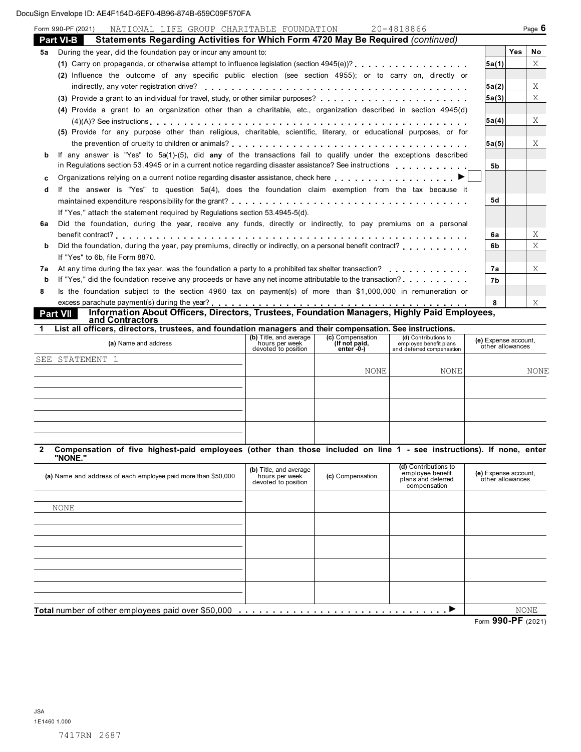DocuSign Envelope ID: AE4F154D-6EF0-4B96-874B-659C09F570FA

Form 990-PF (2021) NATIONAL LIFE GROUP CHARITABLE FOUNDATION 20-4818866

## Part VI-B Statements Regarding Activities for Which Form 4720 May Be Required *(continued)*

| | | Line | Yes | No |
|---|---|---|---|---|
| **5a** | During the year, did the foundation pay or incur any amount to: | | | |
| | **(1)** Carry on propaganda, or otherwise attempt to influence legislation (section 4945(e))? | 5a(1) | | X |
| | **(2)** Influence the outcome of any specific public election (see section 4955); or to carry on, directly or indirectly, any voter registration drive? | 5a(2) | | X |
| | **(3)** Provide a grant to an individual for travel, study, or other similar purposes? | 5a(3) | | X |
| | **(4)** Provide a grant to an organization other than a charitable, etc., organization described in section 4945(d)(4)(A)? See instructions | 5a(4) | | X |
| | **(5)** Provide for any purpose other than religious, charitable, scientific, literary, or educational purposes, or for the prevention of cruelty to children or animals? | 5a(5) | | X |
| **b** | If any answer is "Yes" to 5a(1)-(5), did **any** of the transactions fail to qualify under the exceptions described in Regulations section 53.4945 or in a current notice regarding disaster assistance? See instructions | 5b | | |
| **c** | Organizations relying on a current notice regarding disaster assistance, check here ▶ ☐ | | | |
| **d** | If the answer is "Yes" to question 5a(4), does the foundation claim exemption from the tax because it maintained expenditure responsibility for the grant? If "Yes," attach the statement required by Regulations section 53.4945-5(d). | 5d | | |
| **6a** | Did the foundation, during the year, receive any funds, directly or indirectly, to pay premiums on a personal benefit contract? | 6a | | X |
| **b** | Did the foundation, during the year, pay premiums, directly or indirectly, on a personal benefit contract? If "Yes" to 6b, file Form 8870. | 6b | | X |
| **7a** | At any time during the tax year, was the foundation a party to a prohibited tax shelter transaction? | 7a | | X |
| **b** | If "Yes," did the foundation receive any proceeds or have any net income attributable to the transaction? | 7b | | |
| **8** | Is the foundation subject to the section 4960 tax on payment(s) of more than $1,000,000 in remuneration or excess parachute payment(s) during the year? | 8 | | X |

## Part VII Information About Officers, Directors, Trustees, Foundation Managers, Highly Paid Employees, and Contractors

**1 List all officers, directors, trustees, and foundation managers and their compensation. See instructions.**

| (a) Name and address | (b) Title, and average hours per week devoted to position | (c) Compensation (If not paid, enter -0-) | (d) Contributions to employee benefit plans and deferred compensation | (e) Expense account, other allowances |
|---|---|---|---|---|
| SEE STATEMENT 1 | | NONE | NONE | NONE |
| | | | | |
| | | | | |
| | | | | |

**2 Compensation of five highest-paid employees (other than those included on line 1 - see instructions). If none, enter "NONE."**

| (a) Name and address of each employee paid more than $50,000 | (b) Title, and average hours per week devoted to position | (c) Compensation | (d) Contributions to employee benefit plans and deferred compensation | (e) Expense account, other allowances |
|---|---|---|---|---|
| NONE | | | | |
| | | | | |
| | | | | |
| | | | | |
| | | | | |

**Total** number of other employees paid over $50,000 ▶ NONE

Form **990-PF** (2021)

JSA
1E1460 1.000

7417RN 2687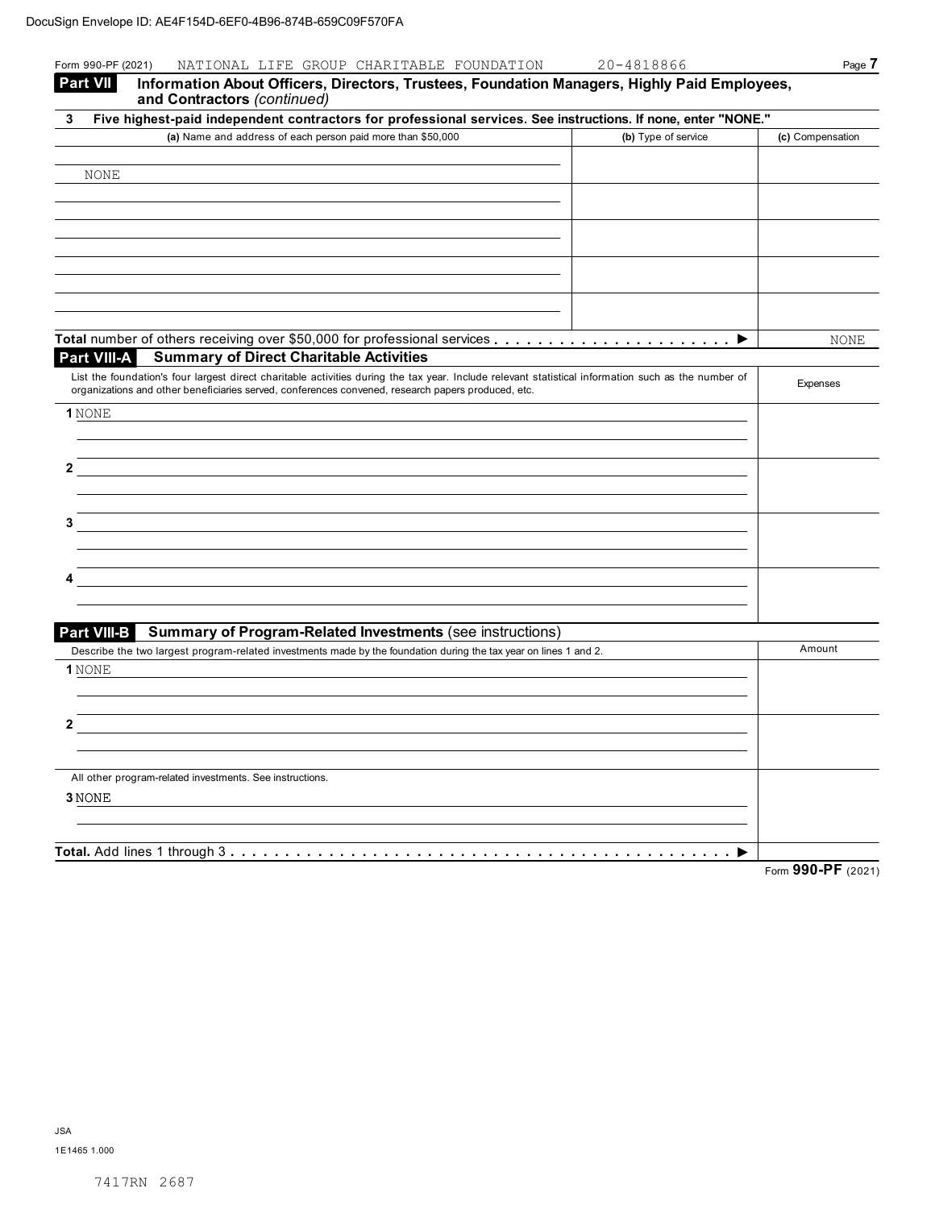Form 990-PF (2021) NATIONAL LIFE GROUP CHARITABLE FOUNDATION 20-4818866

**Part VII Information About Officers, Directors, Trustees, Foundation Managers, Highly Paid Employees, and Contractors** *(continued)*

**3 Five highest-paid independent contractors for professional services. See instructions. If none, enter "NONE."**

| (a) Name and address of each person paid more than $50,000 | (b) Type of service | (c) Compensation |
|---|---|---|
| NONE | | |
| | | |
| | | |
| | | |
| | | |

**Total** number of others receiving over $50,000 for professional services . . . . . . ▶ NONE

**Part VIII-A Summary of Direct Charitable Activities**

| List the foundation's four largest direct charitable activities during the tax year. Include relevant statistical information such as the number of organizations and other beneficiaries served, conferences convened, research papers produced, etc. | Expenses |
|---|---|
| 1 NONE | |
| 2 | |
| 3 | |
| 4 | |

**Part VIII-B Summary of Program-Related Investments** (see instructions)

| Describe the two largest program-related investments made by the foundation during the tax year on lines 1 and 2. | Amount |
|---|---|
| 1 NONE | |
| 2 | |
| All other program-related investments. See instructions. | |
| 3 NONE | |
| **Total.** Add lines 1 through 3 . . . . . . ▶ | |

Form **990-PF** (2021)

JSA
1E1465 1.000

7417RN 2687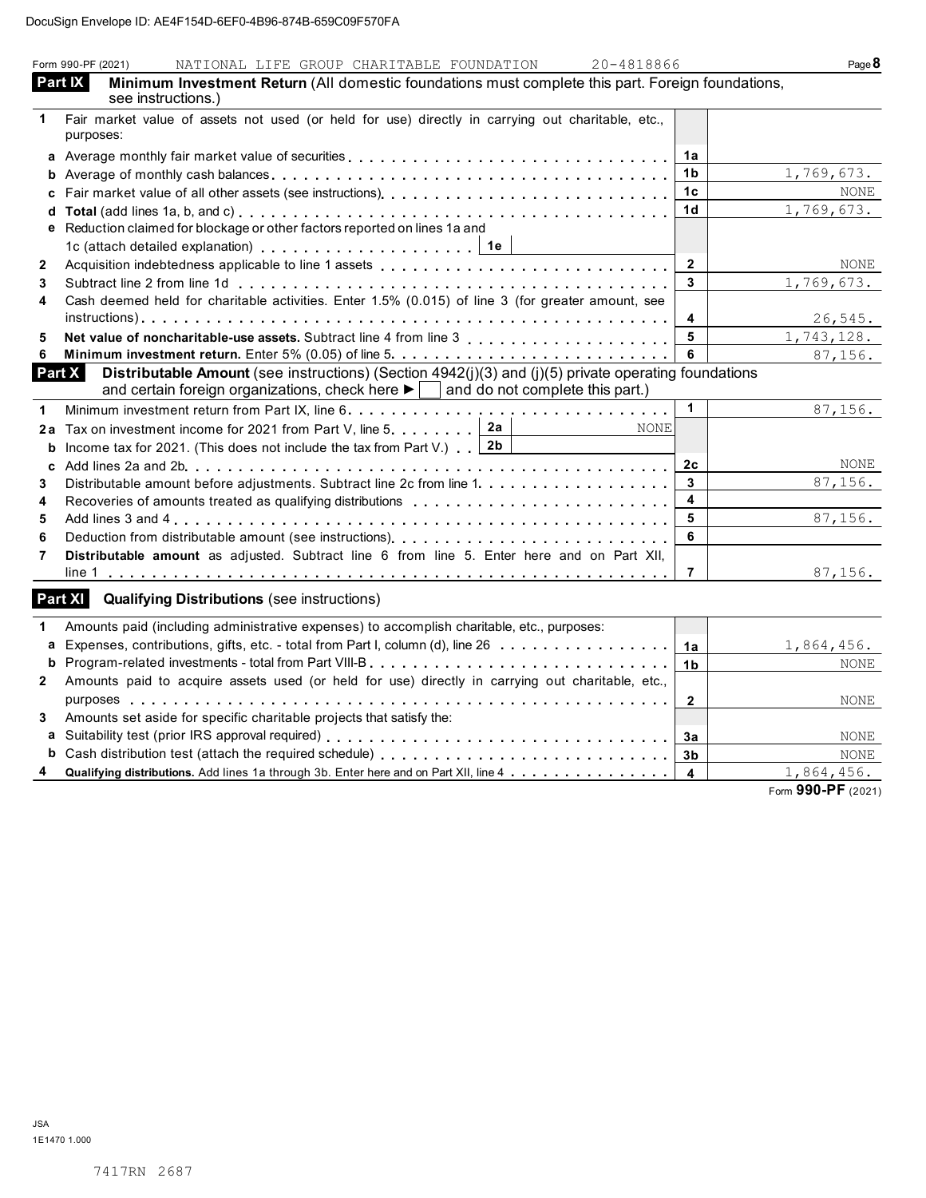DocuSign Envelope ID: AE4F154D-6EF0-4B96-874B-659C09F570FA

Form 990-PF (2021) NATIONAL LIFE GROUP CHARITABLE FOUNDATION 20-4818866

## Part IX Minimum Investment Return (All domestic foundations must complete this part. Foreign foundations, see instructions.)

| | | | |
|---|---|---|---|
| 1 | Fair market value of assets not used (or held for use) directly in carrying out charitable, etc., purposes: | | |
| a | Average monthly fair market value of securities | 1a | |
| b | Average of monthly cash balances | 1b | 1,769,673. |
| c | Fair market value of all other assets (see instructions) | 1c | NONE |
| d | **Total** (add lines 1a, b, and c) | 1d | 1,769,673. |
| e | Reduction claimed for blockage or other factors reported on lines 1a and 1c (attach detailed explanation) . . . 1e | | |
| 2 | Acquisition indebtedness applicable to line 1 assets | 2 | NONE |
| 3 | Subtract line 2 from line 1d | 3 | 1,769,673. |
| 4 | Cash deemed held for charitable activities. Enter 1.5% (0.015) of line 3 (for greater amount, see instructions) | 4 | 26,545. |
| 5 | **Net value of noncharitable-use assets.** Subtract line 4 from line 3 | 5 | 1,743,128. |
| 6 | **Minimum investment return.** Enter 5% (0.05) of line 5 | 6 | 87,156. |

## Part X Distributable Amount (see instructions) (Section 4942(j)(3) and (j)(5) private operating foundations and certain foreign organizations, check here ► ☐ and do not complete this part.)

| | | | | |
|---|---|---|---|---|
| 1 | Minimum investment return from Part IX, line 6 | | 1 | 87,156. |
| 2a | Tax on investment income for 2021 from Part V, line 5 | 2a NONE | | |
| b | Income tax for 2021. (This does not include the tax from Part V.) | 2b | | |
| c | Add lines 2a and 2b | | 2c | NONE |
| 3 | Distributable amount before adjustments. Subtract line 2c from line 1 | | 3 | 87,156. |
| 4 | Recoveries of amounts treated as qualifying distributions | | 4 | |
| 5 | Add lines 3 and 4 | | 5 | 87,156. |
| 6 | Deduction from distributable amount (see instructions) | | 6 | |
| 7 | **Distributable amount** as adjusted. Subtract line 6 from line 5. Enter here and on Part XII, line 1 | | 7 | 87,156. |

## Part XI Qualifying Distributions (see instructions)

| | | | |
|---|---|---|---|
| 1 | Amounts paid (including administrative expenses) to accomplish charitable, etc., purposes: | | |
| a | Expenses, contributions, gifts, etc. - total from Part I, column (d), line 26 | 1a | 1,864,456. |
| b | Program-related investments - total from Part VIII-B | 1b | NONE |
| 2 | Amounts paid to acquire assets used (or held for use) directly in carrying out charitable, etc., purposes | 2 | NONE |
| 3 | Amounts set aside for specific charitable projects that satisfy the: | | |
| a | Suitability test (prior IRS approval required) | 3a | NONE |
| b | Cash distribution test (attach the required schedule) | 3b | NONE |
| 4 | **Qualifying distributions.** Add lines 1a through 3b. Enter here and on Part XII, line 4 | 4 | 1,864,456. |

Form **990-PF** (2021)

JSA
1E1470 1.000

7417RN 2687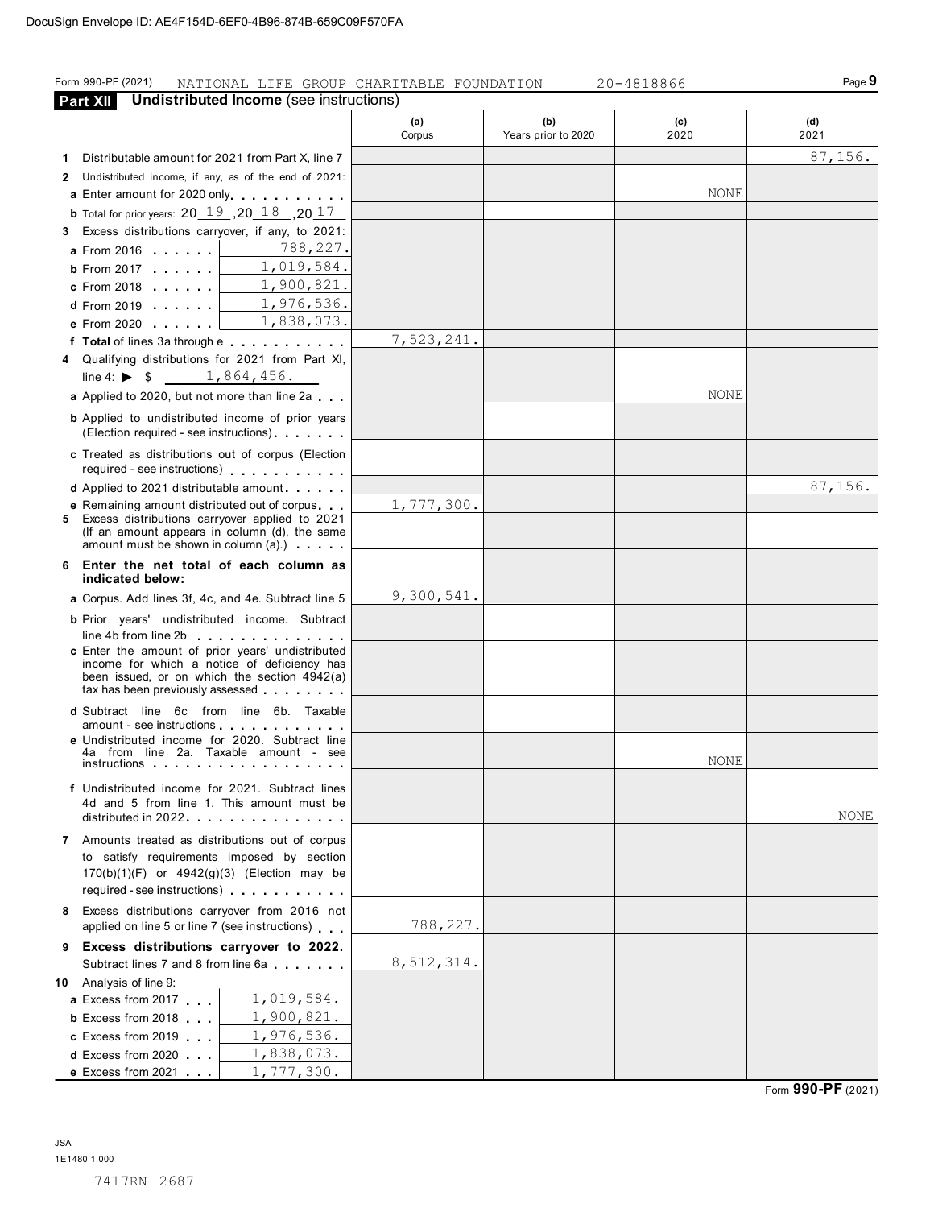DocuSign Envelope ID: AE4F154D-6EF0-4B96-874B-659C09F570FA

Form 990-PF (2021) NATIONAL LIFE GROUP CHARITABLE FOUNDATION 20-4818866 Page 9

## Part XII Undistributed Income (see instructions)

| | (a) Corpus | (b) Years prior to 2020 | (c) 2020 | (d) 2021 |
|---|---|---|---|---|
| **1** Distributable amount for 2021 from Part X, line 7 | | | | 87,156. |
| **2** Undistributed income, if any, as of the end of 2021: | | | | |
| **a** Enter amount for 2020 only | | | NONE | |
| **b** Total for prior years: 20 19 ,20 18 ,20 17 | | | | |
| **3** Excess distributions carryover, if any, to 2021: | | | | |
| **a** From 2016 ...... 788,227. | | | | |
| **b** From 2017 ...... 1,019,584. | | | | |
| **c** From 2018 ...... 1,900,821. | | | | |
| **d** From 2019 ...... 1,976,536. | | | | |
| **e** From 2020 ...... 1,838,073. | | | | |
| **f Total** of lines 3a through e | 7,523,241. | | | |
| **4** Qualifying distributions for 2021 from Part XI, line 4: ▶ $ 1,864,456. | | | | |
| **a** Applied to 2020, but not more than line 2a | | | NONE | |
| **b** Applied to undistributed income of prior years (Election required - see instructions) | | | | |
| **c** Treated as distributions out of corpus (Election required - see instructions) | | | | |
| **d** Applied to 2021 distributable amount | | | | 87,156. |
| **e** Remaining amount distributed out of corpus | 1,777,300. | | | |
| **5** Excess distributions carryover applied to 2021 (If an amount appears in column (d), the same amount must be shown in column (a).) | | | | |
| **6 Enter the net total of each column as indicated below:** | | | | |
| **a** Corpus. Add lines 3f, 4c, and 4e. Subtract line 5 | 9,300,541. | | | |
| **b** Prior years' undistributed income. Subtract line 4b from line 2b | | | | |
| **c** Enter the amount of prior years' undistributed income for which a notice of deficiency has been issued, or on which the section 4942(a) tax has been previously assessed | | | | |
| **d** Subtract line 6c from line 6b. Taxable amount - see instructions | | | | |
| **e** Undistributed income for 2020. Subtract line 4a from line 2a. Taxable amount - see instructions | | | NONE | |
| **f** Undistributed income for 2021. Subtract lines 4d and 5 from line 1. This amount must be distributed in 2022 | | | | NONE |
| **7** Amounts treated as distributions out of corpus to satisfy requirements imposed by section 170(b)(1)(F) or 4942(g)(3) (Election may be required - see instructions) | | | | |
| **8** Excess distributions carryover from 2016 not applied on line 5 or line 7 (see instructions) | 788,227. | | | |
| **9 Excess distributions carryover to 2022.** Subtract lines 7 and 8 from line 6a | 8,512,314. | | | |
| **10** Analysis of line 9: | | | | |
| **a** Excess from 2017 ... 1,019,584. | | | | |
| **b** Excess from 2018 ... 1,900,821. | | | | |
| **c** Excess from 2019 ... 1,976,536. | | | | |
| **d** Excess from 2020 ... 1,838,073. | | | | |
| **e** Excess from 2021 ... 1,777,300. | | | | |

Form **990-PF** (2021)

JSA
1E1480 1.000

7417RN 2687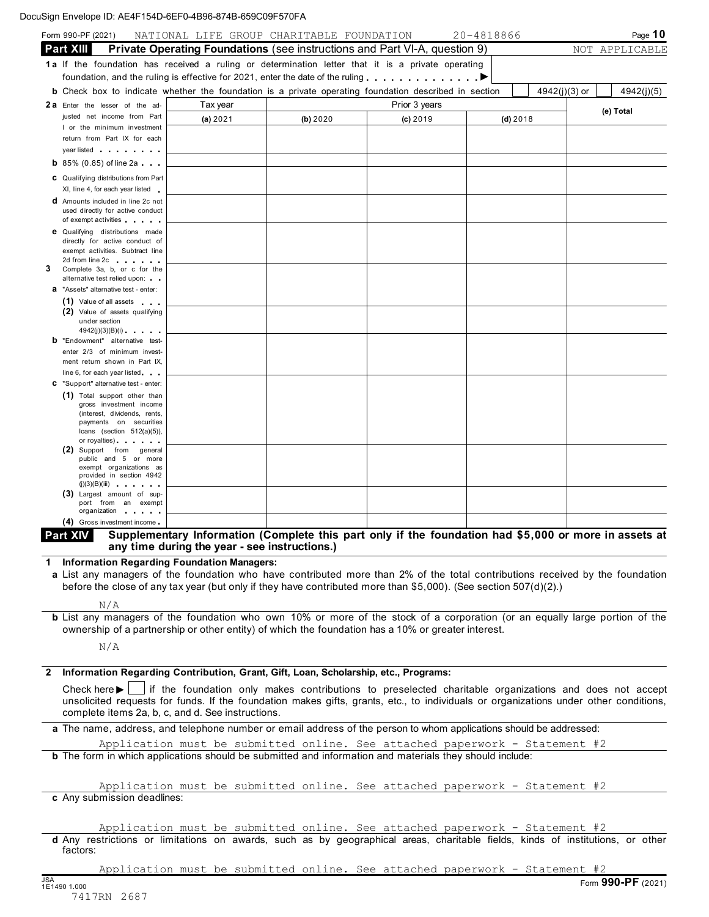DocuSign Envelope ID: AE4F154D-6EF0-4B96-874B-659C09F570FA

Form 990-PF (2021) NATIONAL LIFE GROUP CHARITABLE FOUNDATION 20-4818866

## Part XIII Private Operating Foundations (see instructions and Part VI-A, question 9) NOT APPLICABLE

**1a** If the foundation has received a ruling or determination letter that it is a private operating foundation, and the ruling is effective for 2021, enter the date of the ruling . . . . . . . . . . . . . ▶

**b** Check box to indicate whether the foundation is a private operating foundation described in section ☐ 4942(j)(3) or ☐ 4942(j)(5)

| | Tax year | Prior 3 years | | | (e) Total |
|---|---|---|---|---|---|
| | (a) 2021 | (b) 2020 | (c) 2019 | (d) 2018 | |
| **2a** Enter the lesser of the adjusted net income from Part I or the minimum investment return from Part IX for each year listed | | | | | |
| **b** 85% (0.85) of line 2a | | | | | |
| **c** Qualifying distributions from Part XI, line 4, for each year listed | | | | | |
| **d** Amounts included in line 2c not used directly for active conduct of exempt activities | | | | | |
| **e** Qualifying distributions made directly for active conduct of exempt activities. Subtract line 2d from line 2c | | | | | |
| **3** Complete 3a, b, or c for the alternative test relied upon: | | | | | |
| **a** "Assets" alternative test - enter: | | | | | |
| (1) Value of all assets | | | | | |
| (2) Value of assets qualifying under section 4942(j)(3)(B)(i) | | | | | |
| **b** "Endowment" alternative test- enter 2/3 of minimum investment return shown in Part IX, line 6, for each year listed | | | | | |
| **c** "Support" alternative test - enter: | | | | | |
| (1) Total support other than gross investment income (interest, dividends, rents, payments on securities loans (section 512(a)(5)), or royalties) | | | | | |
| (2) Support from general public and 5 or more exempt organizations as provided in section 4942 (j)(3)(B)(iii) | | | | | |
| (3) Largest amount of support from an exempt organization | | | | | |
| (4) Gross investment income | | | | | |

## Part XIV Supplementary Information (Complete this part only if the foundation had $5,000 or more in assets at any time during the year - see instructions.)

**1 Information Regarding Foundation Managers:**

**a** List any managers of the foundation who have contributed more than 2% of the total contributions received by the foundation before the close of any tax year (but only if they have contributed more than $5,000). (See section 507(d)(2).)

N/A

**b** List any managers of the foundation who own 10% or more of the stock of a corporation (or an equally large portion of the ownership of a partnership or other entity) of which the foundation has a 10% or greater interest.

N/A

**2 Information Regarding Contribution, Grant, Gift, Loan, Scholarship, etc., Programs:**

Check here ▶ ☐ if the foundation only makes contributions to preselected charitable organizations and does not accept unsolicited requests for funds. If the foundation makes gifts, grants, etc., to individuals or organizations under other conditions, complete items 2a, b, c, and d. See instructions.

**a** The name, address, and telephone number or email address of the person to whom applications should be addressed:

Application must be submitted online. See attached paperwork - Statement #2

**b** The form in which applications should be submitted and information and materials they should include:

Application must be submitted online. See attached paperwork - Statement #2

**c** Any submission deadlines:

Application must be submitted online. See attached paperwork - Statement #2

**d** Any restrictions or limitations on awards, such as by geographical areas, charitable fields, kinds of institutions, or other factors:

Application must be submitted online. See attached paperwork - Statement #2

JSA 1E1490 1.000

7417RN 2687

Form **990-PF** (2021)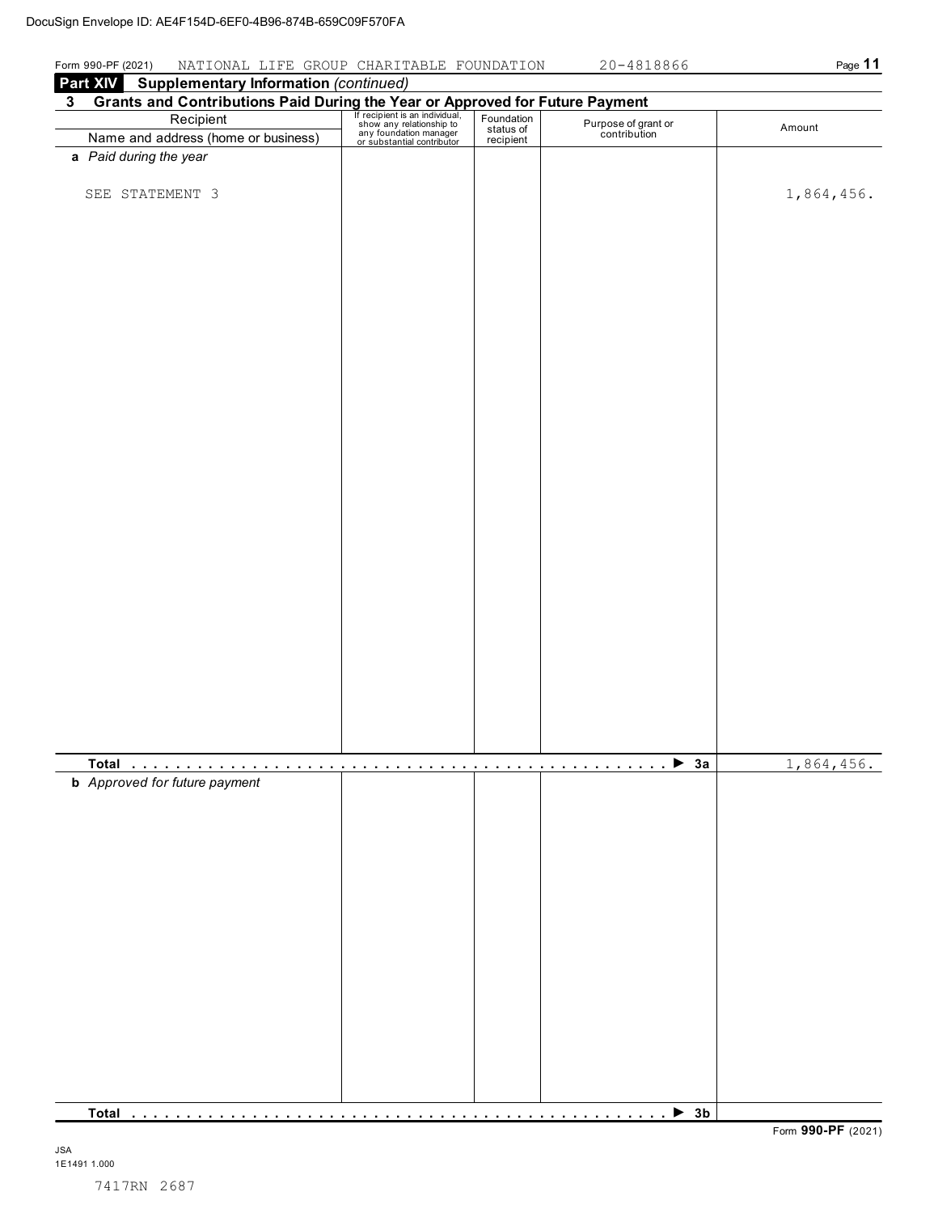DocuSign Envelope ID: AE4F154D-6EF0-4B96-874B-659C09F570FA

Form 990-PF (2021) NATIONAL LIFE GROUP CHARITABLE FOUNDATION 20-4818866

**Part XIV Supplementary Information** *(continued)*

**3 Grants and Contributions Paid During the Year or Approved for Future Payment**

| Recipient<br>Name and address (home or business) | If recipient is an individual, show any relationship to any foundation manager or substantial contributor | Foundation status of recipient | Purpose of grant or contribution | Amount |
|---|---|---|---|---|
| ***a** Paid during the year* | | | | |
| SEE STATEMENT 3 | | | | 1,864,456. |
| **Total** . . . . . . . . . . ▶ **3a** | | | | 1,864,456. |
| ***b** Approved for future payment* | | | | |
| **Total** . . . . . . . . . . ▶ **3b** | | | | |

Form **990-PF** (2021)

JSA
1E1491 1.000

7417RN 2687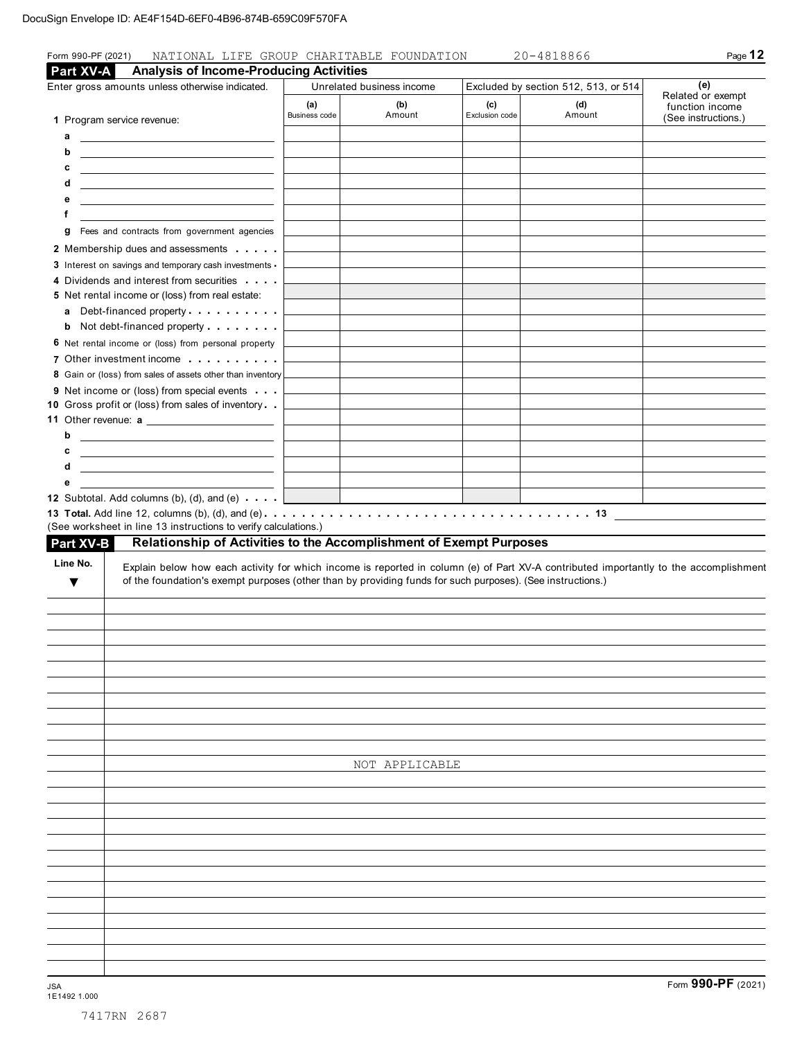DocuSign Envelope ID: AE4F154D-6EF0-4B96-874B-659C09F570FA

Form 990-PF (2021) NATIONAL LIFE GROUP CHARITABLE FOUNDATION 20-4818866

## Part XV-A Analysis of Income-Producing Activities

| Enter gross amounts unless otherwise indicated. | Unrelated business income | | Excluded by section 512, 513, or 514 | | (e) Related or exempt function income (See instructions.) |
|---|---|---|---|---|---|
| | (a) Business code | (b) Amount | (c) Exclusion code | (d) Amount | |
| 1 Program service revenue: | | | | | |
| a | | | | | |
| b | | | | | |
| c | | | | | |
| d | | | | | |
| e | | | | | |
| f | | | | | |
| g Fees and contracts from government agencies | | | | | |
| 2 Membership dues and assessments | | | | | |
| 3 Interest on savings and temporary cash investments | | | | | |
| 4 Dividends and interest from securities | | | | | |
| 5 Net rental income or (loss) from real estate: | | | | | |
| a Debt-financed property | | | | | |
| b Not debt-financed property | | | | | |
| 6 Net rental income or (loss) from personal property | | | | | |
| 7 Other investment income | | | | | |
| 8 Gain or (loss) from sales of assets other than inventory | | | | | |
| 9 Net income or (loss) from special events | | | | | |
| 10 Gross profit or (loss) from sales of inventory | | | | | |
| 11 Other revenue: a | | | | | |
| b | | | | | |
| c | | | | | |
| d | | | | | |
| e | | | | | |
| 12 Subtotal. Add columns (b), (d), and (e) | | | | | |

**13 Total.** Add line 12, columns (b), (d), and (e) . . . . . . . . . . 13

(See worksheet in line 13 instructions to verify calculations.)

## Part XV-B Relationship of Activities to the Accomplishment of Exempt Purposes

| Line No. ▼ | Explain below how each activity for which income is reported in column (e) of Part XV-A contributed importantly to the accomplishment of the foundation's exempt purposes (other than by providing funds for such purposes). (See instructions.) |
|---|---|
| | NOT APPLICABLE |

JSA
1E1492 1.000

Form **990-PF** (2021)

7417RN 2687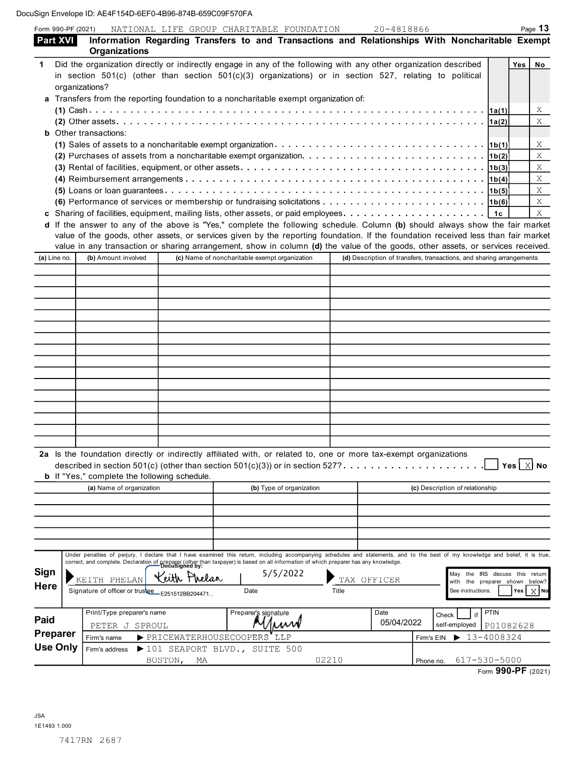DocuSign Envelope ID: AE4F154D-6EF0-4B96-874B-659C09F570FA

Form 990-PF (2021) NATIONAL LIFE GROUP CHARITABLE FOUNDATION 20-4818866 Page **13**

## Part XVI Information Regarding Transfers to and Transactions and Relationships With Noncharitable Exempt Organizations

| | | Line | Yes | No |
|---|---|---|---|---|
| **1** | Did the organization directly or indirectly engage in any of the following with any other organization described in section 501(c) (other than section 501(c)(3) organizations) or in section 527, relating to political organizations? | | | |
| **a** | Transfers from the reporting foundation to a noncharitable exempt organization of: | | | |
| | **(1)** Cash | 1a(1) | | X |
| | **(2)** Other assets | 1a(2) | | X |
| **b** | Other transactions: | | | |
| | **(1)** Sales of assets to a noncharitable exempt organization | 1b(1) | | X |
| | **(2)** Purchases of assets from a noncharitable exempt organization | 1b(2) | | X |
| | **(3)** Rental of facilities, equipment, or other assets | 1b(3) | | X |
| | **(4)** Reimbursement arrangements | 1b(4) | | X |
| | **(5)** Loans or loan guarantees | 1b(5) | | X |
| | **(6)** Performance of services or membership or fundraising solicitations | 1b(6) | | X |
| **c** | Sharing of facilities, equipment, mailing lists, other assets, or paid employees | 1c | | X |

**d** If the answer to any of the above is "Yes," complete the following schedule. Column **(b)** should always show the fair market value of the goods, other assets, or services given by the reporting foundation. If the foundation received less than fair market value in any transaction or sharing arrangement, show in column **(d)** the value of the goods, other assets, or services received.

| (a) Line no. | (b) Amount involved | (c) Name of noncharitable exempt organization | (d) Description of transfers, transactions, and sharing arrangements |
|---|---|---|---|
| | | | |

**2a** Is the foundation directly or indirectly affiliated with, or related to, one or more tax-exempt organizations described in section 501(c) (other than section 501(c)(3)) or in section 527? ☐ Yes ☒ No

**b** If "Yes," complete the following schedule.

| (a) Name of organization | (b) Type of organization | (c) Description of relationship |
|---|---|---|
| | | |

**Sign Here**

Under penalties of perjury, I declare that I have examined this return, including accompanying schedules and statements, and to the best of my knowledge and belief, it is true, correct, and complete. Declaration of preparer (other than taxpayer) is based on all information of which preparer has any knowledge.

DocuSigned by: KEITH PHELAN (Keith Phelan) E251512BB204471...
Signature of officer or trustee

Date: 5/5/2022

Title: TAX OFFICER

May the IRS discuss this return with the preparer shown below? See instructions. ☐ Yes ☒ No

**Paid Preparer Use Only**

| Print/Type preparer's name | Preparer's signature | Date | Check ☐ if self-employed | PTIN |
|---|---|---|---|---|
| PETER J SPROUL | | 05/04/2022 | | P01082628 |

Firm's name ▶ PRICEWATERHOUSECOOPERS LLP — Firm's EIN ▶ 13-4008324

Firm's address ▶ 101 SEAPORT BLVD., SUITE 500, BOSTON, MA 02210 — Phone no. 617-530-5000

Form **990-PF** (2021)

JSA
1E1493 1.000

7417RN 2687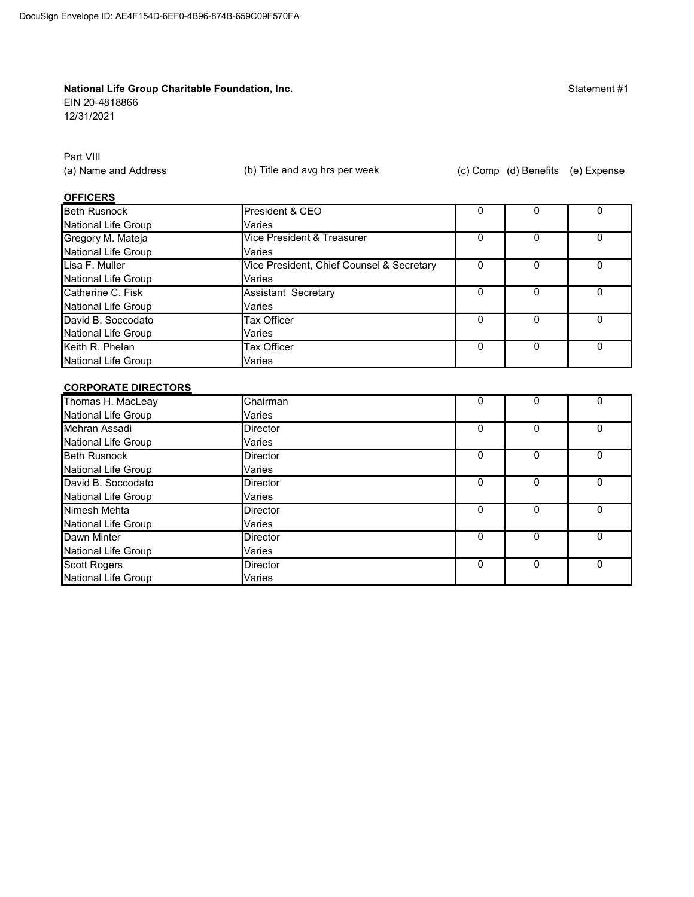DocuSign Envelope ID: AE4F154D-6EF0-4B96-874B-659C09F570FA

**National Life Group Charitable Foundation, Inc.**
EIN 20-4818866
12/31/2021

Statement #1

Part VIII

**OFFICERS**

| (a) Name and Address | (b) Title and avg hrs per week | (c) Comp | (d) Benefits | (e) Expense |
|---|---|---|---|---|
| Beth Rusnock<br>National Life Group | President & CEO<br>Varies | 0 | 0 | 0 |
| Gregory M. Mateja<br>National Life Group | Vice President & Treasurer<br>Varies | 0 | 0 | 0 |
| Lisa F. Muller<br>National Life Group | Vice President, Chief Counsel & Secretary<br>Varies | 0 | 0 | 0 |
| Catherine C. Fisk<br>National Life Group | Assistant Secretary<br>Varies | 0 | 0 | 0 |
| David B. Soccodato<br>National Life Group | Tax Officer<br>Varies | 0 | 0 | 0 |
| Keith R. Phelan<br>National Life Group | Tax Officer<br>Varies | 0 | 0 | 0 |

**CORPORATE DIRECTORS**

| (a) Name and Address | (b) Title and avg hrs per week | (c) Comp | (d) Benefits | (e) Expense |
|---|---|---|---|---|
| Thomas H. MacLeay<br>National Life Group | Chairman<br>Varies | 0 | 0 | 0 |
| Mehran Assadi<br>National Life Group | Director<br>Varies | 0 | 0 | 0 |
| Beth Rusnock<br>National Life Group | Director<br>Varies | 0 | 0 | 0 |
| David B. Soccodato<br>National Life Group | Director<br>Varies | 0 | 0 | 0 |
| Nimesh Mehta<br>National Life Group | Director<br>Varies | 0 | 0 | 0 |
| Dawn Minter<br>National Life Group | Director<br>Varies | 0 | 0 | 0 |
| Scott Rogers<br>National Life Group | Director<br>Varies | 0 | 0 | 0 |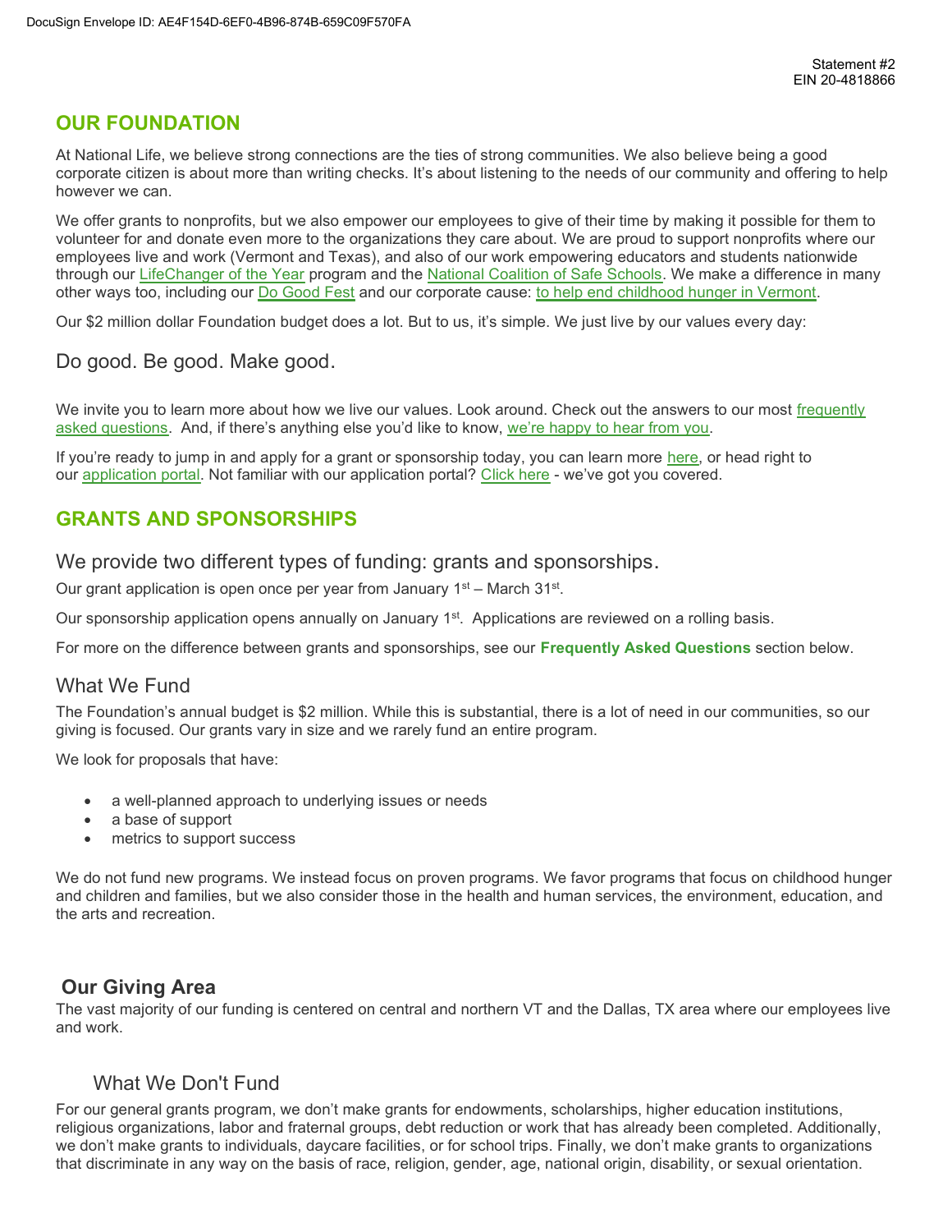Statement #2
EIN 20-4818866

## OUR FOUNDATION

At National Life, we believe strong connections are the ties of strong communities. We also believe being a good corporate citizen is about more than writing checks. It's about listening to the needs of our community and offering to help however we can.

We offer grants to nonprofits, but we also empower our employees to give of their time by making it possible for them to volunteer for and donate even more to the organizations they care about. We are proud to support nonprofits where our employees live and work (Vermont and Texas), and also of our work empowering educators and students nationwide through our LifeChanger of the Year program and the National Coalition of Safe Schools. We make a difference in many other ways too, including our Do Good Fest and our corporate cause: to help end childhood hunger in Vermont.

Our $2 million dollar Foundation budget does a lot. But to us, it's simple. We just live by our values every day:

### Do good. Be good. Make good.

We invite you to learn more about how we live our values. Look around. Check out the answers to our most frequently asked questions. And, if there's anything else you'd like to know, we're happy to hear from you.

If you're ready to jump in and apply for a grant or sponsorship today, you can learn more here, or head right to our application portal. Not familiar with our application portal? Click here - we've got you covered.

## GRANTS AND SPONSORSHIPS

### We provide two different types of funding: grants and sponsorships.

Our grant application is open once per year from January 1st – March 31st.

Our sponsorship application opens annually on January 1st. Applications are reviewed on a rolling basis.

For more on the difference between grants and sponsorships, see our **Frequently Asked Questions** section below.

### What We Fund

The Foundation's annual budget is $2 million. While this is substantial, there is a lot of need in our communities, so our giving is focused. Our grants vary in size and we rarely fund an entire program.

We look for proposals that have:

- a well-planned approach to underlying issues or needs
- a base of support
- metrics to support success

We do not fund new programs. We instead focus on proven programs. We favor programs that focus on childhood hunger and children and families, but we also consider those in the health and human services, the environment, education, and the arts and recreation.

### Our Giving Area

The vast majority of our funding is centered on central and northern VT and the Dallas, TX area where our employees live and work.

### What We Don't Fund

For our general grants program, we don't make grants for endowments, scholarships, higher education institutions, religious organizations, labor and fraternal groups, debt reduction or work that has already been completed. Additionally, we don't make grants to individuals, daycare facilities, or for school trips. Finally, we don't make grants to organizations that discriminate in any way on the basis of race, religion, gender, age, national origin, disability, or sexual orientation.